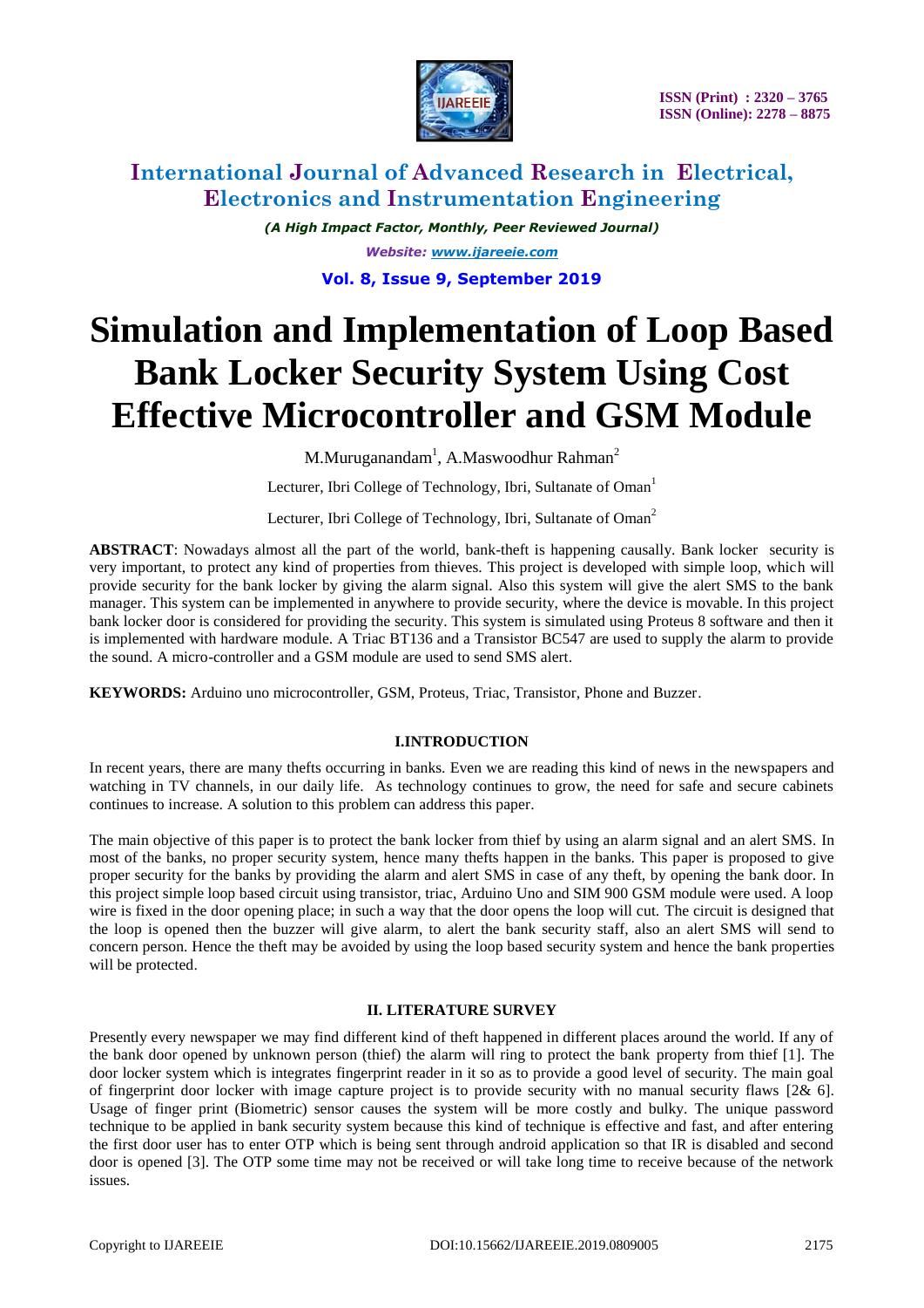# Simulation and Implementation of Loop Based Bank Locker Security System Using Cost Effective Microcontroller and GSM Module

M.Muruganandam[1], A.Maswoodhur Rahman[2]

Lecturer, Ibri College of Technology, Ibri, Sultanate of Oman[1]

Lecturer, Ibri College of Technology, Ibri, Sultanate of Oman[2]

**ABSTRACT**: Nowadays almost all the part of the world, bank-theft is happening causally. Bank locker security is very important, to protect any kind of properties from thieves. This project is developed with simple loop, which will provide security for the bank locker by giving the alarm signal. Also this system will give the alert SMS to the bank manager. This system can be implemented in anywhere to provide security, where the device is movable. In this project bank locker door is considered for providing the security. This system is simulated using Proteus 8 software and then it is implemented with hardware module. A Triac BT136 and a Transistor BC547 are used to supply the alarm to provide the sound. A micro-controller and a GSM module are used to send SMS alert.

**KEYWORDS:** Arduino uno microcontroller, GSM, Proteus, Triac, Transistor, Phone and Buzzer.

## I.INTRODUCTION

In recent years, there are many thefts occurring in banks. Even we are reading this kind of news in the newspapers and watching in TV channels, in our daily life. As technology continues to grow, the need for safe and secure cabinets continues to increase. A solution to this problem can address this paper.

The main objective of this paper is to protect the bank locker from thief by using an alarm signal and an alert SMS. In most of the banks, no proper security system, hence many thefts happen in the banks. This paper is proposed to give proper security for the banks by providing the alarm and alert SMS in case of any theft, by opening the bank door. In this project simple loop based circuit using transistor, triac, Arduino Uno and SIM 900 GSM module were used. A loop wire is fixed in the door opening place; in such a way that the door opens the loop will cut. The circuit is designed that the loop is opened then the buzzer will give alarm, to alert the bank security staff, also an alert SMS will send to concern person. Hence the theft may be avoided by using the loop based security system and hence the bank properties will be protected.

## II. LITERATURE SURVEY

Presently every newspaper we may find different kind of theft happened in different places around the world. If any of the bank door opened by unknown person (thief) the alarm will ring to protect the bank property from thief [1]. The door locker system which is integrates fingerprint reader in it so as to provide a good level of security. The main goal of fingerprint door locker with image capture project is to provide security with no manual security flaws [2& 6]. Usage of finger print (Biometric) sensor causes the system will be more costly and bulky. The unique password technique to be applied in bank security system because this kind of technique is effective and fast, and after entering the first door user has to enter OTP which is being sent through android application so that IR is disabled and second door is opened [3]. The OTP some time may not be received or will take long time to receive because of the network issues.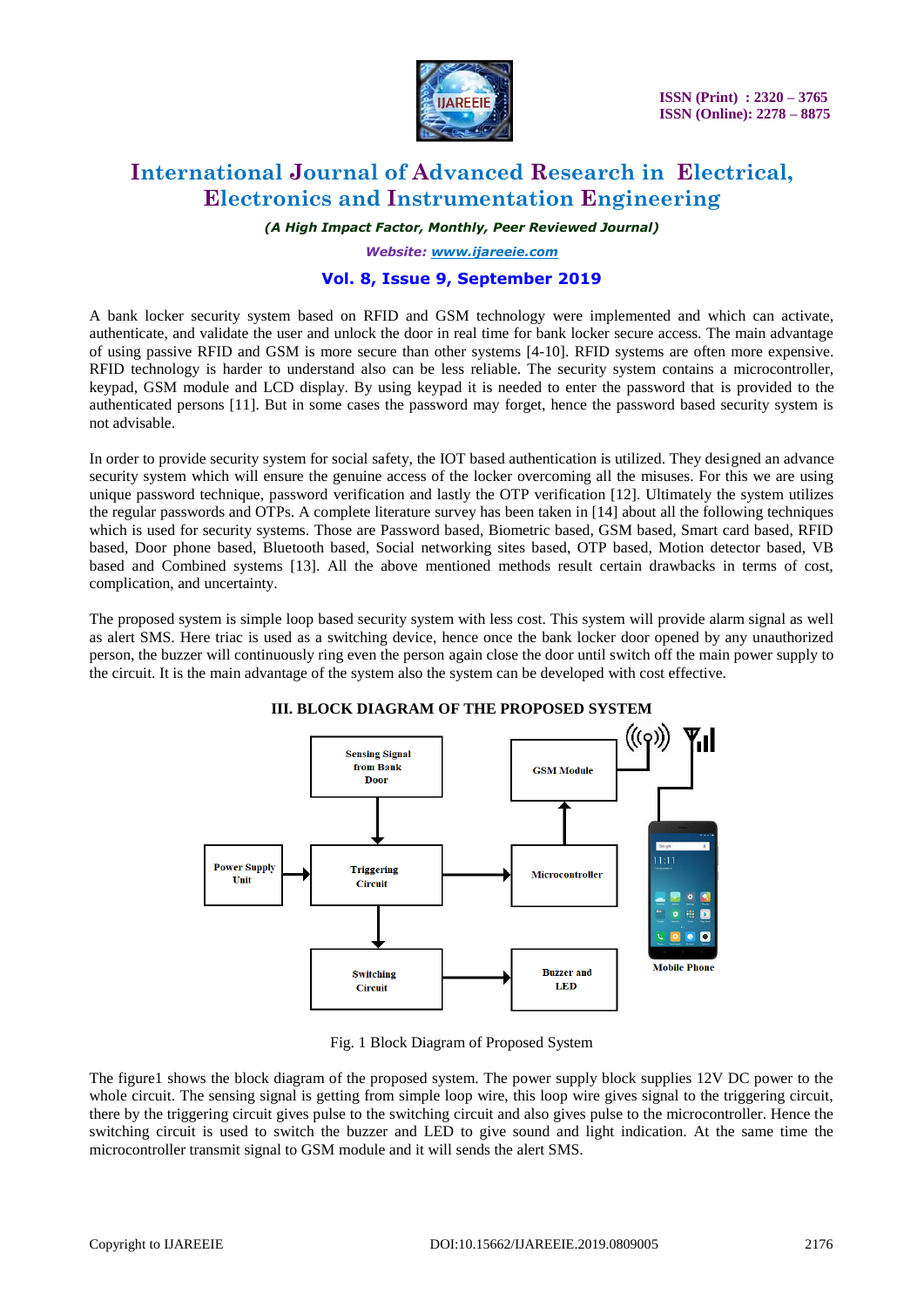A bank locker security system based on RFID and GSM technology were implemented and which can activate, authenticate, and validate the user and unlock the door in real time for bank locker secure access. The main advantage of using passive RFID and GSM is more secure than other systems [4-10]. RFID systems are often more expensive. RFID technology is harder to understand also can be less reliable. The security system contains a microcontroller, keypad, GSM module and LCD display. By using keypad it is needed to enter the password that is provided to the authenticated persons [11]. But in some cases the password may forget, hence the password based security system is not advisable.

In order to provide security system for social safety, the IOT based authentication is utilized. They designed an advance security system which will ensure the genuine access of the locker overcoming all the misuses. For this we are using unique password technique, password verification and lastly the OTP verification [12]. Ultimately the system utilizes the regular passwords and OTPs. A complete literature survey has been taken in [14] about all the following techniques which is used for security systems. Those are Password based, Biometric based, GSM based, Smart card based, RFID based, Door phone based, Bluetooth based, Social networking sites based, OTP based, Motion detector based, VB based and Combined systems [13]. All the above mentioned methods result certain drawbacks in terms of cost, complication, and uncertainty.

The proposed system is simple loop based security system with less cost. This system will provide alarm signal as well as alert SMS. Here triac is used as a switching device, hence once the bank locker door opened by any unauthorized person, the buzzer will continuously ring even the person again close the door until switch off the main power supply to the circuit. It is the main advantage of the system also the system can be developed with cost effective.

## III. BLOCK DIAGRAM OF THE PROPOSED SYSTEM

Fig. 1 Block Diagram of Proposed System

The figure1 shows the block diagram of the proposed system. The power supply block supplies 12V DC power to the whole circuit. The sensing signal is getting from simple loop wire, this loop wire gives signal to the triggering circuit, there by the triggering circuit gives pulse to the switching circuit and also gives pulse to the microcontroller. Hence the switching circuit is used to switch the buzzer and LED to give sound and light indication. At the same time the microcontroller transmit signal to GSM module and it will sends the alert SMS.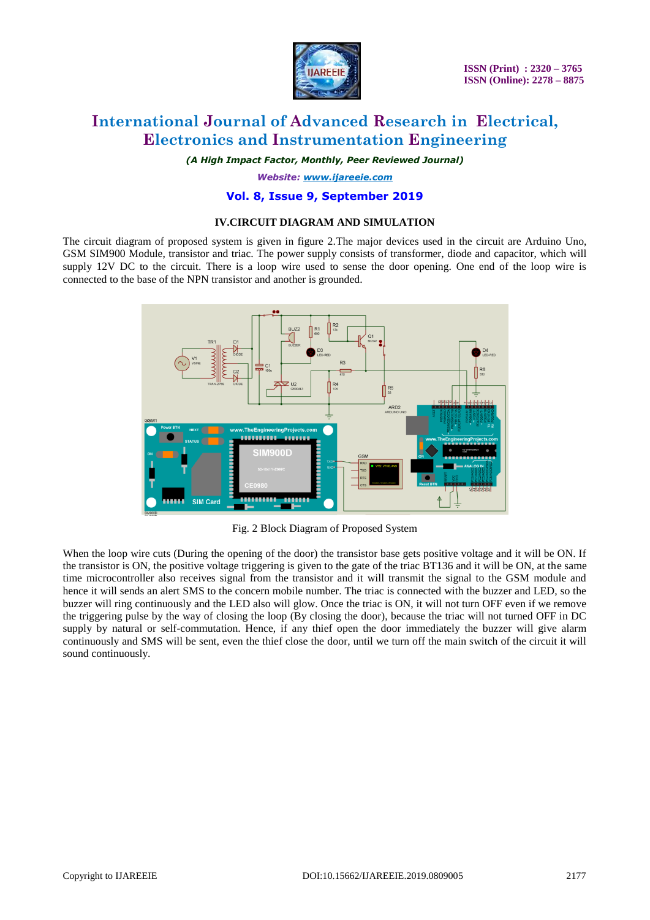## IV.CIRCUIT DIAGRAM AND SIMULATION

The circuit diagram of proposed system is given in figure 2.The major devices used in the circuit are Arduino Uno, GSM SIM900 Module, transistor and triac. The power supply consists of transformer, diode and capacitor, which will supply 12V DC to the circuit. There is a loop wire used to sense the door opening. One end of the loop wire is connected to the base of the NPN transistor and another is grounded.

Fig. 2 Block Diagram of Proposed System

When the loop wire cuts (During the opening of the door) the transistor base gets positive voltage and it will be ON. If the transistor is ON, the positive voltage triggering is given to the gate of the triac BT136 and it will be ON, at the same time microcontroller also receives signal from the transistor and it will transmit the signal to the GSM module and hence it will sends an alert SMS to the concern mobile number. The triac is connected with the buzzer and LED, so the buzzer will ring continuously and the LED also will glow. Once the triac is ON, it will not turn OFF even if we remove the triggering pulse by the way of closing the loop (By closing the door), because the triac will not turned OFF in DC supply by natural or self-commutation. Hence, if any thief open the door immediately the buzzer will give alarm continuously and SMS will be sent, even the thief close the door, until we turn off the main switch of the circuit it will sound continuously.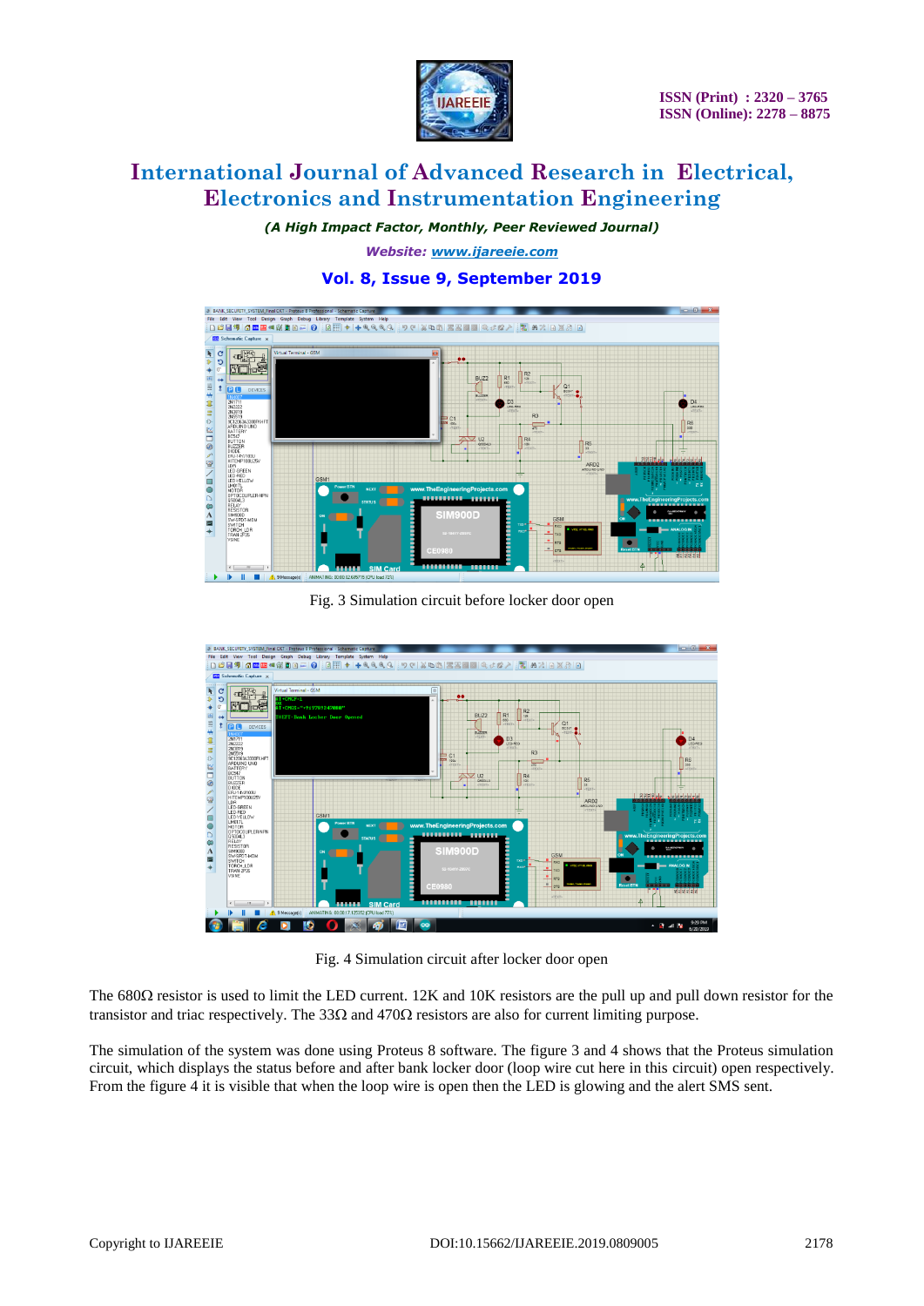Fig. 3 Simulation circuit before locker door open

Fig. 4 Simulation circuit after locker door open

The 680Ω resistor is used to limit the LED current. 12K and 10K resistors are the pull up and pull down resistor for the transistor and triac respectively. The 33Ω and 470Ω resistors are also for current limiting purpose.

The simulation of the system was done using Proteus 8 software. The figure 3 and 4 shows that the Proteus simulation circuit, which displays the status before and after bank locker door (loop wire cut here in this circuit) open respectively. From the figure 4 it is visible that when the loop wire is open then the LED is glowing and the alert SMS sent.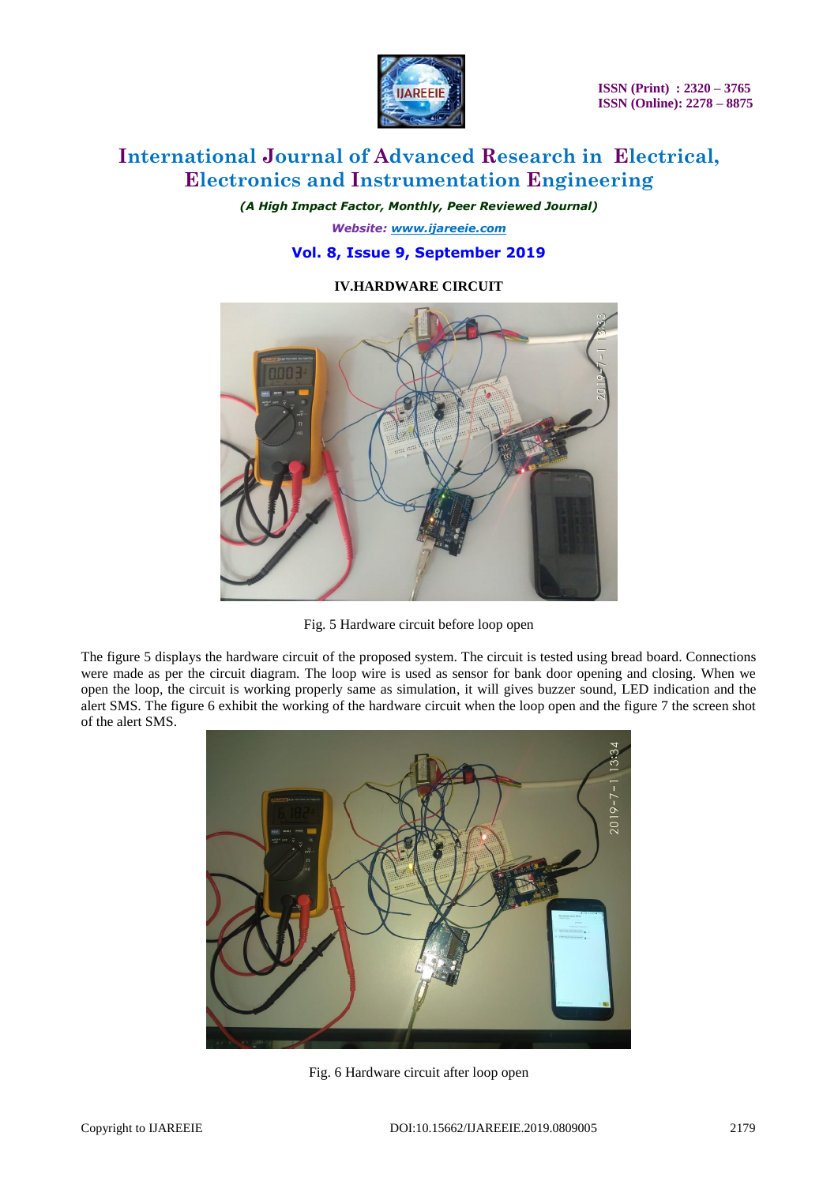## IV.HARDWARE CIRCUIT

Fig. 5 Hardware circuit before loop open

The figure 5 displays the hardware circuit of the proposed system. The circuit is tested using bread board. Connections were made as per the circuit diagram. The loop wire is used as sensor for bank door opening and closing. When we open the loop, the circuit is working properly same as simulation, it will gives buzzer sound, LED indication and the alert SMS. The figure 6 exhibit the working of the hardware circuit when the loop open and the figure 7 the screen shot of the alert SMS.

Fig. 6 Hardware circuit after loop open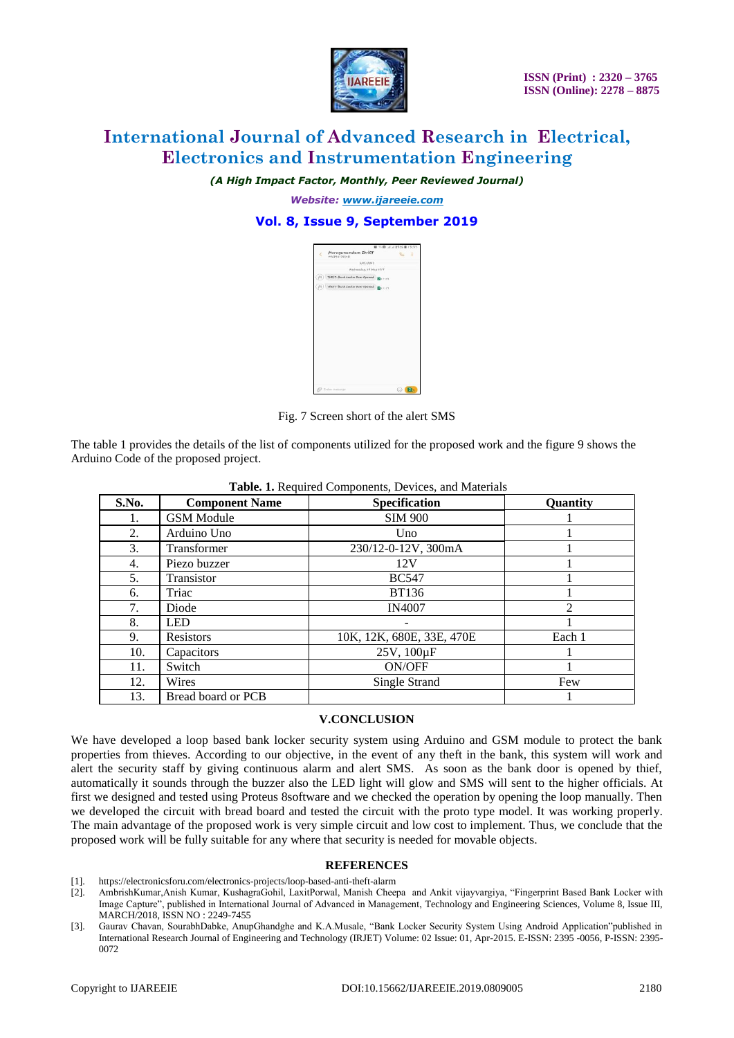Fig. 7 Screen short of the alert SMS

The table 1 provides the details of the list of components utilized for the proposed work and the figure 9 shows the Arduino Code of the proposed project.

**Table. 1.** Required Components, Devices, and Materials

| S.No. | Component Name | Specification | Quantity |
|---|---|---|---|
| 1. | GSM Module | SIM 900 | 1 |
| 2. | Arduino Uno | Uno | 1 |
| 3. | Transformer | 230/12-0-12V, 300mA | 1 |
| 4. | Piezo buzzer | 12V | 1 |
| 5. | Transistor | BC547 | 1 |
| 6. | Triac | BT136 | 1 |
| 7. | Diode | IN4007 | 2 |
| 8. | LED | - | 1 |
| 9. | Resistors | 10K, 12K, 680E, 33E, 470E | Each 1 |
| 10. | Capacitors | 25V, 100µF | 1 |
| 11. | Switch | ON/OFF | 1 |
| 12. | Wires | Single Strand | Few |
| 13. | Bread board or PCB | | 1 |

## V.CONCLUSION

We have developed a loop based bank locker security system using Arduino and GSM module to protect the bank properties from thieves. According to our objective, in the event of any theft in the bank, this system will work and alert the security staff by giving continuous alarm and alert SMS. As soon as the bank door is opened by thief, automatically it sounds through the buzzer also the LED light will glow and SMS will sent to the higher officials. At first we designed and tested using Proteus 8software and we checked the operation by opening the loop manually. Then we developed the circuit with bread board and tested the circuit with the proto type model. It was working properly. The main advantage of the proposed work is very simple circuit and low cost to implement. Thus, we conclude that the proposed work will be fully suitable for any where that security is needed for movable objects.

## REFERENCES

[1]. https://electronicsforu.com/electronics-projects/loop-based-anti-theft-alarm

[2]. AmbrishKumar,Anish Kumar, KushagraGohil, LaxitPorwal, Manish Cheepa and Ankit vijayvargiya, "Fingerprint Based Bank Locker with Image Capture", published in International Journal of Advanced in Management, Technology and Engineering Sciences, Volume 8, Issue III, MARCH/2018, ISSN NO : 2249-7455

[3]. Gaurav Chavan, SourabhDabke, AnupGhandghe and K.A.Musale, "Bank Locker Security System Using Android Application"published in International Research Journal of Engineering and Technology (IRJET) Volume: 02 Issue: 01, Apr-2015. E-ISSN: 2395 -0056, P-ISSN: 2395-0072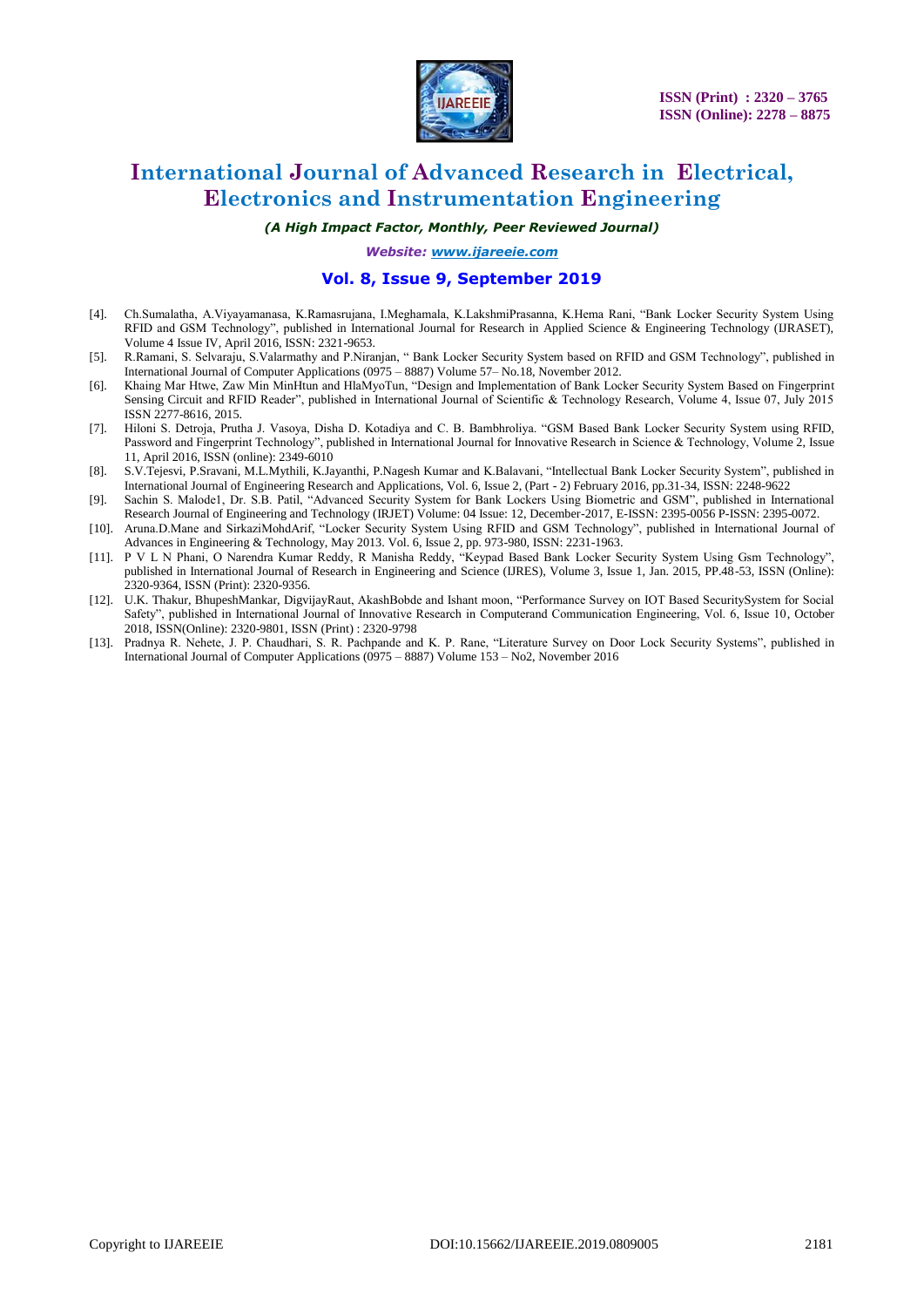[4]. Ch.Sumalatha, A.Viyayamanasa, K.Ramasrujana, I.Meghamala, K.LakshmiPrasanna, K.Hema Rani, "Bank Locker Security System Using RFID and GSM Technology", published in International Journal for Research in Applied Science & Engineering Technology (IJRASET), Volume 4 Issue IV, April 2016, ISSN: 2321-9653.

[5]. R.Ramani, S. Selvaraju, S.Valarmathy and P.Niranjan, " Bank Locker Security System based on RFID and GSM Technology", published in International Journal of Computer Applications (0975 – 8887) Volume 57– No.18, November 2012.

[6]. Khaing Mar Htwe, Zaw Min MinHtun and HlaMyoTun, "Design and Implementation of Bank Locker Security System Based on Fingerprint Sensing Circuit and RFID Reader", published in International Journal of Scientific & Technology Research, Volume 4, Issue 07, July 2015 ISSN 2277-8616, 2015.

[7]. Hiloni S. Detroja, Prutha J. Vasoya, Disha D. Kotadiya and C. B. Bambhroliya. "GSM Based Bank Locker Security System using RFID, Password and Fingerprint Technology", published in International Journal for Innovative Research in Science & Technology, Volume 2, Issue 11, April 2016, ISSN (online): 2349-6010

[8]. S.V.Tejesvi, P.Sravani, M.L.Mythili, K.Jayanthi, P.Nagesh Kumar and K.Balavani, "Intellectual Bank Locker Security System", published in International Journal of Engineering Research and Applications, Vol. 6, Issue 2, (Part - 2) February 2016, pp.31-34, ISSN: 2248-9622

[9]. Sachin S. Malode1, Dr. S.B. Patil, "Advanced Security System for Bank Lockers Using Biometric and GSM", published in International Research Journal of Engineering and Technology (IRJET) Volume: 04 Issue: 12, December-2017, E-ISSN: 2395-0056 P-ISSN: 2395-0072.

[10]. Aruna.D.Mane and SirkaziMohdArif, "Locker Security System Using RFID and GSM Technology", published in International Journal of Advances in Engineering & Technology, May 2013. Vol. 6, Issue 2, pp. 973-980, ISSN: 2231-1963.

[11]. P V L N Phani, O Narendra Kumar Reddy, R Manisha Reddy, "Keypad Based Bank Locker Security System Using Gsm Technology", published in International Journal of Research in Engineering and Science (IJRES), Volume 3, Issue 1, Jan. 2015, PP.48-53, ISSN (Online): 2320-9364, ISSN (Print): 2320-9356.

[12]. U.K. Thakur, BhupeshMankar, DigvijayRaut, AkashBobde and Ishant moon, "Performance Survey on IOT Based SecuritySystem for Social Safety", published in International Journal of Innovative Research in Computerand Communication Engineering, Vol. 6, Issue 10, October 2018, ISSN(Online): 2320-9801, ISSN (Print) : 2320-9798

[13]. Pradnya R. Nehete, J. P. Chaudhari, S. R. Pachpande and K. P. Rane, "Literature Survey on Door Lock Security Systems", published in International Journal of Computer Applications (0975 – 8887) Volume 153 – No2, November 2016